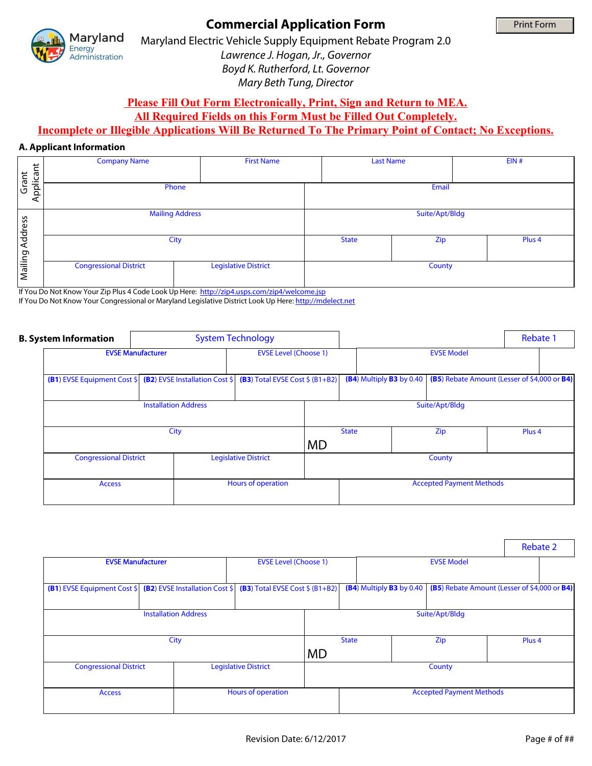# Commercial Application Form

Maryland Electric Vehicle Supply Equipment Rebate Program 2.0

*Lawrence J. Hogan, Jr., Governor*

*Boyd K. Rutherford, Lt. Governor*

*Mary Beth Tung, Director*

Print Form

**Please Fill Out Form Electronically, Print, Sign and Return to MEA.**

**All Required Fields on this Form Must be Filled Out Completely.**

**Incomplete or Illegible Applications Will Be Returned To The Primary Point of Contact; No Exceptions.**

## A. Applicant Information

**Grant Applicant**

| Company Name | First Name | Last Name | EIN # |
|---|---|---|---|
| | | | |

| Phone | Email |
|---|---|
| | |

**Mailing Address**

| Mailing Address | Suite/Apt/Bldg |
|---|---|
| | |

| City | State | Zip | Plus 4 |
|---|---|---|---|
| | | | |

| Congressional District | Legislative District | County |
|---|---|---|
| | | |

If You Do Not Know Your Zip Plus 4 Code Look Up Here: http://zip4.usps.com/zip4/welcome.jsp

If You Do Not Know Your Congressional or Maryland Legislative District Look Up Here: http://mdelect.net

## B. System Information

System Technology

### Rebate 1

| EVSE Manufacturer | EVSE Level (Choose 1) | EVSE Model |
|---|---|---|
| | | |

| (B1) EVSE Equipment Cost $ | (B2) EVSE Installation Cost $ | (B3) Total EVSE Cost $ (B1+B2) | (B4) Multiply B3 by 0.40 | (B5) Rebate Amount (Lesser of $4,000 or B4) |
|---|---|---|---|---|
| | | | | |

| Installation Address | Suite/Apt/Bldg |
|---|---|
| | |

| City | State | Zip | Plus 4 |
|---|---|---|---|
| | MD | | |

| Congressional District | Legislative District | County |
|---|---|---|
| | | |

| Access | Hours of operation | Accepted Payment Methods |
|---|---|---|
| | | |

### Rebate 2

| EVSE Manufacturer | EVSE Level (Choose 1) | EVSE Model |
|---|---|---|
| | | |

| (B1) EVSE Equipment Cost $ | (B2) EVSE Installation Cost $ | (B3) Total EVSE Cost $ (B1+B2) | (B4) Multiply B3 by 0.40 | (B5) Rebate Amount (Lesser of $4,000 or B4) |
|---|---|---|---|---|
| | | | | |

| Installation Address | Suite/Apt/Bldg |
|---|---|
| | |

| City | State | Zip | Plus 4 |
|---|---|---|---|
| | MD | | |

| Congressional District | Legislative District | County |
|---|---|---|
| | | |

| Access | Hours of operation | Accepted Payment Methods |
|---|---|---|
| | | |

Revision Date: 6/12/2017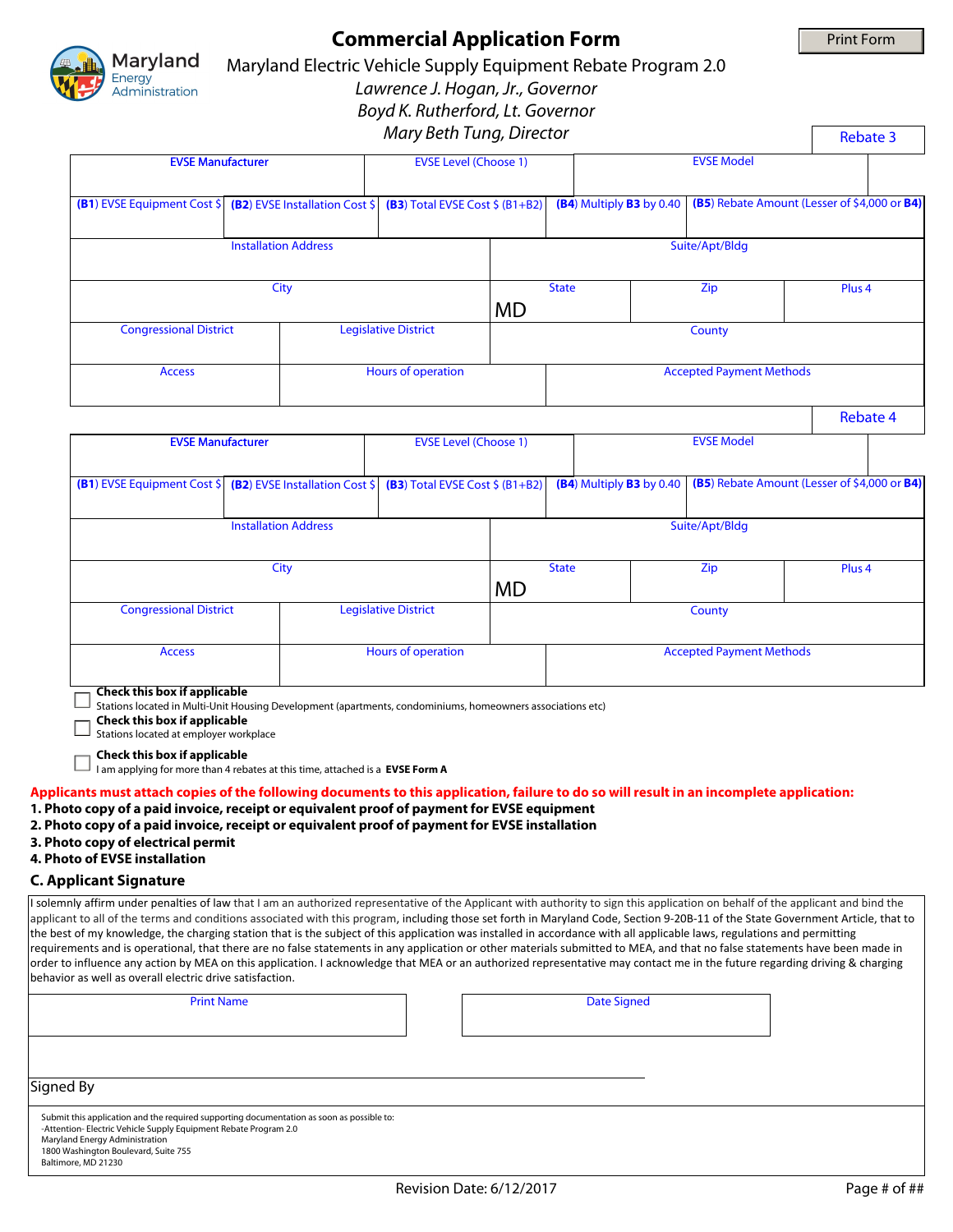# Commercial Application Form

Maryland Electric Vehicle Supply Equipment Rebate Program 2.0

*Lawrence J. Hogan, Jr., Governor*

*Boyd K. Rutherford, Lt. Governor*

*Mary Beth Tung, Director*

Print Form

## Rebate 3

| EVSE Manufacturer | EVSE Level (Choose 1) | EVSE Model | | |
|---|---|---|---|---|
| | | | | |

| (B1) EVSE Equipment Cost $ | (B2) EVSE Installation Cost $ | (B3) Total EVSE Cost $ (B1+B2) | (B4) Multiply B3 by 0.40 | (B5) Rebate Amount (Lesser of $4,000 or B4) |
|---|---|---|---|---|
| | | | | |

| Installation Address | Suite/Apt/Bldg |
|---|---|
| | |

| City | State | Zip | Plus 4 |
|---|---|---|---|
| | MD | | |

| Congressional District | Legislative District | County |
|---|---|---|
| | | |

| Access | Hours of operation | Accepted Payment Methods |
|---|---|---|
| | | |

## Rebate 4

| EVSE Manufacturer | EVSE Level (Choose 1) | EVSE Model | | |
|---|---|---|---|---|
| | | | | |

| (B1) EVSE Equipment Cost $ | (B2) EVSE Installation Cost $ | (B3) Total EVSE Cost $ (B1+B2) | (B4) Multiply B3 by 0.40 | (B5) Rebate Amount (Lesser of $4,000 or B4) |
|---|---|---|---|---|
| | | | | |

| Installation Address | Suite/Apt/Bldg |
|---|---|
| | |

| City | State | Zip | Plus 4 |
|---|---|---|---|
| | MD | | |

| Congressional District | Legislative District | County |
|---|---|---|
| | | |

| Access | Hours of operation | Accepted Payment Methods |
|---|---|---|
| | | |

☐ **Check this box if applicable**
Stations located in Multi-Unit Housing Development (apartments, condominiums, homeowners associations etc)

☐ **Check this box if applicable**
Stations located at employer workplace

☐ **Check this box if applicable**
I am applying for more than 4 rebates at this time, attached is a **EVSE Form A**

**Applicants must attach copies of the following documents to this application, failure to do so will result in an incomplete application:**

**1. Photo copy of a paid invoice, receipt or equivalent proof of payment for EVSE equipment**
**2. Photo copy of a paid invoice, receipt or equivalent proof of payment for EVSE installation**
**3. Photo copy of electrical permit**
**4. Photo of EVSE installation**

## C. Applicant Signature

I solemnly affirm under penalties of law that I am an authorized representative of the Applicant with authority to sign this application on behalf of the applicant and bind the applicant to all of the terms and conditions associated with this program, including those set forth in Maryland Code, Section 9-20B-11 of the State Government Article, that to the best of my knowledge, the charging station that is the subject of this application was installed in accordance with all applicable laws, regulations and permitting requirements and is operational, that there are no false statements in any application or other materials submitted to MEA, and that no false statements have been made in order to influence any action by MEA on this application. I acknowledge that MEA or an authorized representative may contact me in the future regarding driving & charging behavior as well as overall electric drive satisfaction.

| Print Name | Date Signed |
|---|---|
| | |

Signed By

Submit this application and the required supporting documentation as soon as possible to:
-Attention- Electric Vehicle Supply Equipment Rebate Program 2.0
Maryland Energy Administration
1800 Washington Boulevard, Suite 755
Baltimore, MD 21230

Revision Date: 6/12/2017